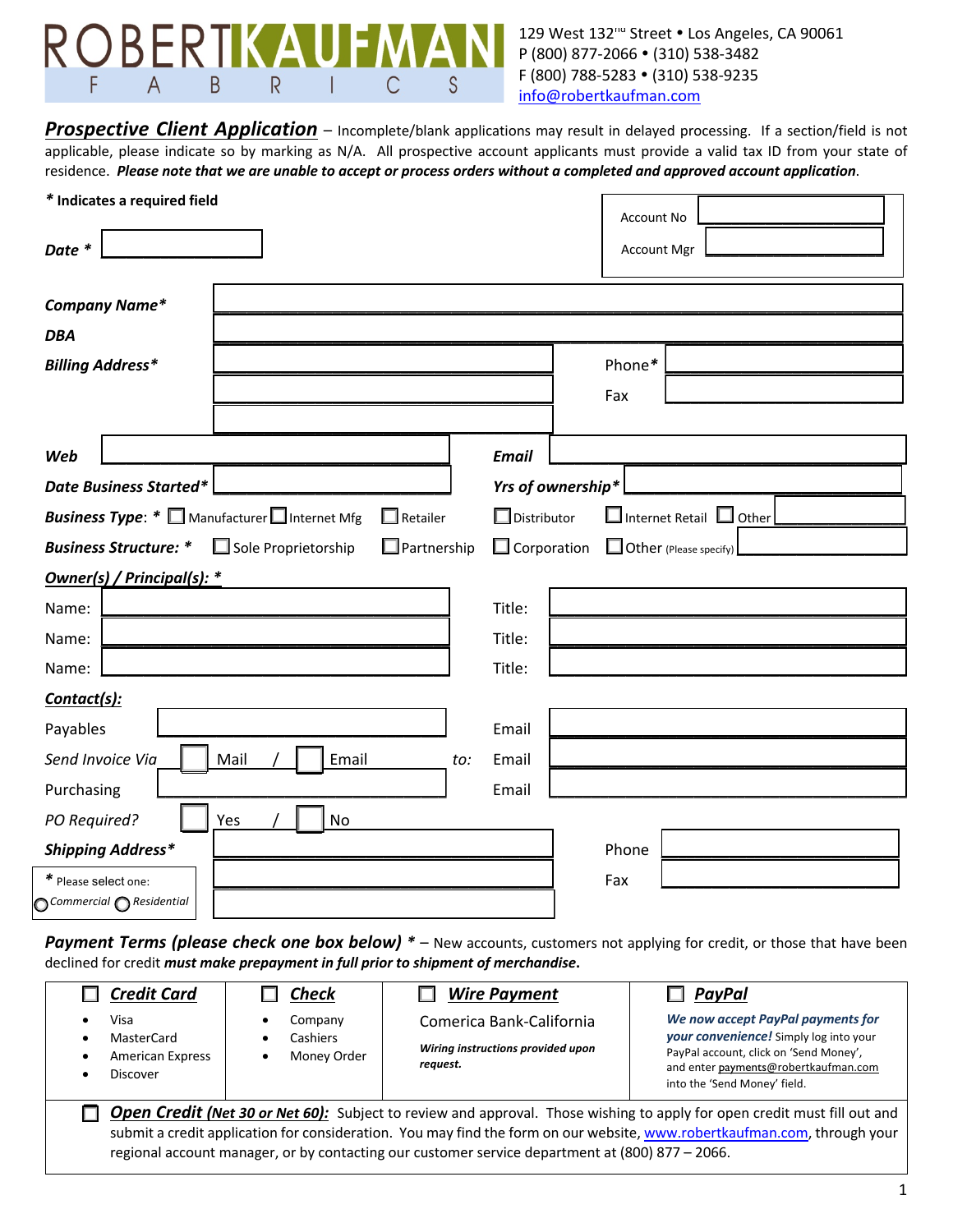# ROBERT KAUFMAN FABRICS

129 West 132[nd] Street • Los Angeles, CA 90061
P (800) 877-2066 • (310) 538-3482
F (800) 788-5283 • (310) 538-9235
info@robertkaufman.com

***Prospective Client Application*** – Incomplete/blank applications may result in delayed processing. If a section/field is not applicable, please indicate so by marking as N/A. All prospective account applicants must provide a valid tax ID from your state of residence. ***Please note that we are unable to accept or process orders without a completed and approved account application***.

***** **Indicates a required field**

Account No ________
Account Mgr ________

***Date*** * ________

***Company Name**** ________

***DBA*** ________

***Billing Address**** ________ Phone* ________
________ Fax ________
________

***Web*** ________ ***Email*** ________

***Date Business Started**** ________ ***Yrs of ownership**** ________

***Business Type***: * ☐ Manufacturer ☐ Internet Mfg ☐ Retailer ☐ Distributor ☐ Internet Retail ☐ Other ________

***Business Structure:*** * ☐ Sole Proprietorship ☐ Partnership ☐ Corporation ☐ Other (Please specify) ________

***Owner(s) / Principal(s):*** *

Name: ________ Title: ________
Name: ________ Title: ________
Name: ________ Title: ________

***Contact(s):***

Payables ________ Email ________
*Send Invoice Via* ☐ Mail / ☐ Email *to:* Email ________
Purchasing ________ Email ________
*PO Required?* ☐ Yes / ☐ No

***Shipping Address**** ________ Phone ________
________ Fax ________
________

* Please select one: ◯ *Commercial* ◯ *Residential*

***Payment Terms (please check one box below)*** * – New accounts, customers not applying for credit, or those that have been declined for credit ***must make prepayment in full prior to shipment of merchandise***.

| ☐ ***Credit Card*** | ☐ ***Check*** | ☐ ***Wire Payment*** | ☐ ***PayPal*** |
|---|---|---|---|
| • Visa<br>• MasterCard<br>• American Express<br>• Discover | • Company<br>• Cashiers<br>• Money Order | Comerica Bank-California<br><br>***Wiring instructions provided upon request.*** | ***We now accept PayPal payments for your convenience!*** Simply log into your PayPal account, click on 'Send Money', and enter payments@robertkaufman.com into the 'Send Money' field. |

☐ ***Open Credit (Net 30 or Net 60):*** Subject to review and approval. Those wishing to apply for open credit must fill out and submit a credit application for consideration. You may find the form on our website, www.robertkaufman.com, through your regional account manager, or by contacting our customer service department at (800) 877 – 2066.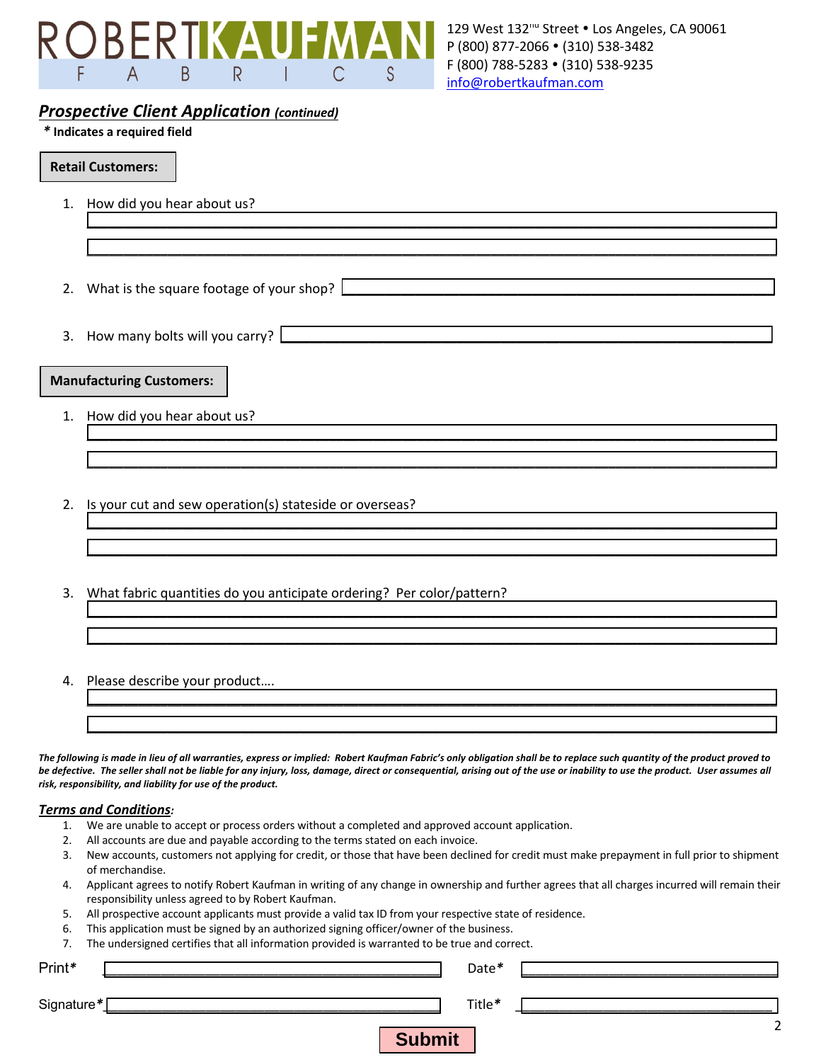ROBERT KAUFMAN FABRICS

129 West 132nd Street • Los Angeles, CA 90061
P (800) 877-2066 • (310) 538-3482
F (800) 788-5283 • (310) 538-9235
info@robertkaufman.com

## *Prospective Client Application (continued)*

**\* Indicates a required field**

### Retail Customers:

1. How did you hear about us? \_\_\_\_\_\_\_\_\_\_\_\_\_\_\_\_\_\_\_\_\_\_\_\_\_\_\_\_\_\_\_\_\_\_\_\_\_\_\_\_

2. What is the square footage of your shop? \_\_\_\_\_\_\_\_\_\_\_\_\_\_\_\_\_\_\_\_\_\_\_\_

3. How many bolts will you carry? \_\_\_\_\_\_\_\_\_\_\_\_\_\_\_\_\_\_\_\_\_\_\_\_

### Manufacturing Customers:

1. How did you hear about us? \_\_\_\_\_\_\_\_\_\_\_\_\_\_\_\_\_\_\_\_\_\_\_\_\_\_\_\_\_\_\_\_\_\_\_\_\_\_\_\_

2. Is your cut and sew operation(s) stateside or overseas? \_\_\_\_\_\_\_\_\_\_\_\_\_\_\_\_\_\_\_\_\_\_\_\_

3. What fabric quantities do you anticipate ordering? Per color/pattern? \_\_\_\_\_\_\_\_\_\_\_\_\_\_\_\_\_\_\_\_\_\_\_\_

4. Please describe your product…. \_\_\_\_\_\_\_\_\_\_\_\_\_\_\_\_\_\_\_\_\_\_\_\_\_\_\_\_\_\_\_\_\_\_\_\_\_\_\_\_

***The following is made in lieu of all warranties, express or implied: Robert Kaufman Fabric's only obligation shall be to replace such quantity of the product proved to be defective. The seller shall not be liable for any injury, loss, damage, direct or consequential, arising out of the use or inability to use the product. User assumes all risk, responsibility, and liability for use of the product.***

### *Terms and Conditions*:

1. We are unable to accept or process orders without a completed and approved account application.
2. All accounts are due and payable according to the terms stated on each invoice.
3. New accounts, customers not applying for credit, or those that have been declined for credit must make prepayment in full prior to shipment of merchandise.
4. Applicant agrees to notify Robert Kaufman in writing of any change in ownership and further agrees that all charges incurred will remain their responsibility unless agreed to by Robert Kaufman.
5. All prospective account applicants must provide a valid tax ID from your respective state of residence.
6. This application must be signed by an authorized signing officer/owner of the business.
7. The undersigned certifies that all information provided is warranted to be true and correct.

Print\* \_\_\_\_\_\_\_\_\_\_\_\_\_\_\_\_\_\_\_\_\_\_\_\_ Date\* \_\_\_\_\_\_\_\_\_\_\_\_\_\_\_\_\_\_\_\_\_\_\_\_

Signature\* \_\_\_\_\_\_\_\_\_\_\_\_\_\_\_\_\_\_\_\_\_\_\_\_ Title\* \_\_\_\_\_\_\_\_\_\_\_\_\_\_\_\_\_\_\_\_\_\_\_\_

**Submit**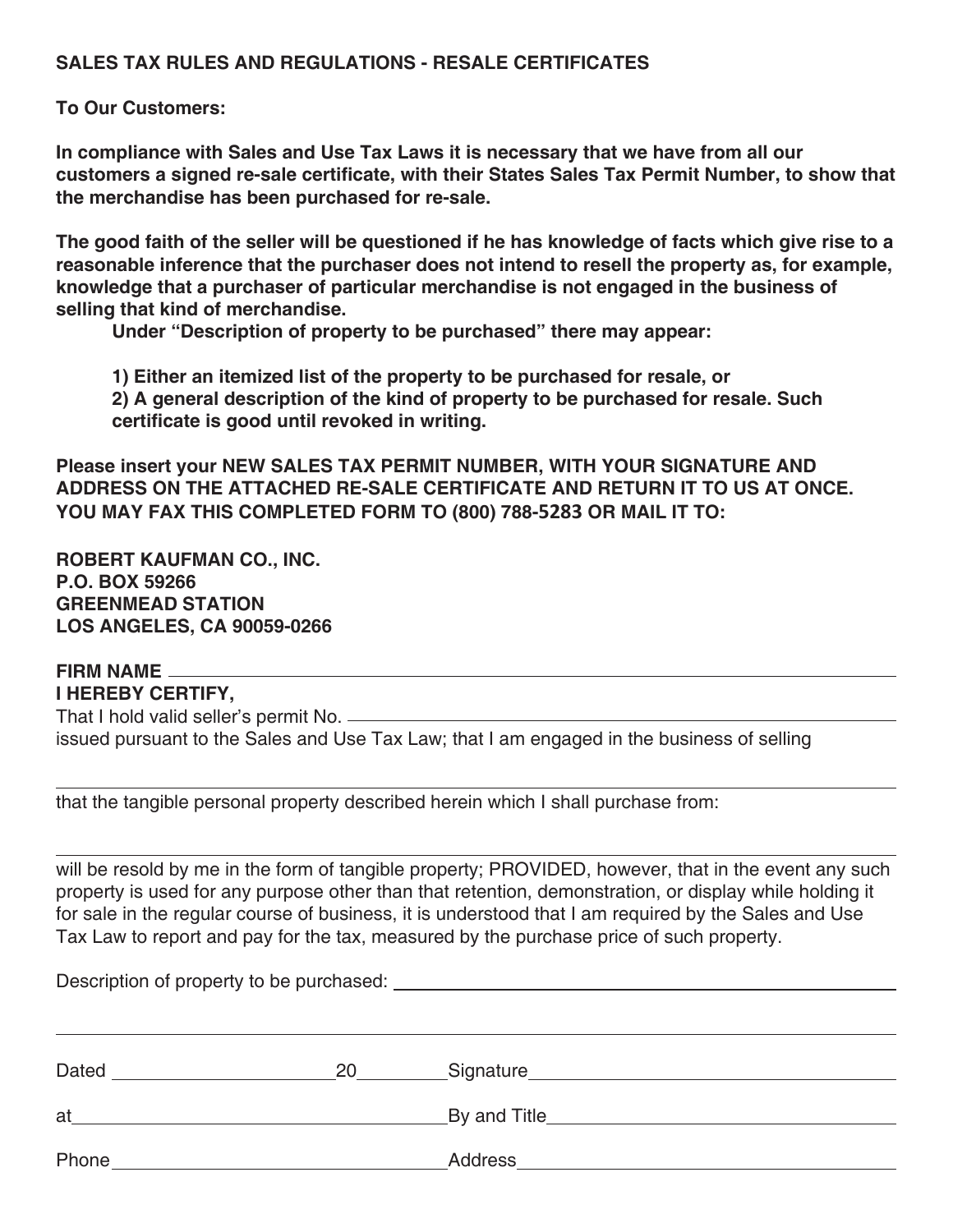**SALES TAX RULES AND REGULATIONS - RESALE CERTIFICATES**

**To Our Customers:**

**In compliance with Sales and Use Tax Laws it is necessary that we have from all our customers a signed re-sale certificate, with their States Sales Tax Permit Number, to show that the merchandise has been purchased for re-sale.**

**The good faith of the seller will be questioned if he has knowledge of facts which give rise to a reasonable inference that the purchaser does not intend to resell the property as, for example, knowledge that a purchaser of particular merchandise is not engaged in the business of selling that kind of merchandise.**

**Under "Description of property to be purchased" there may appear:**

**1) Either an itemized list of the property to be purchased for resale, or**
**2) A general description of the kind of property to be purchased for resale. Such certificate is good until revoked in writing.**

**Please insert your NEW SALES TAX PERMIT NUMBER, WITH YOUR SIGNATURE AND ADDRESS ON THE ATTACHED RE-SALE CERTIFICATE AND RETURN IT TO US AT ONCE. YOU MAY FAX THIS COMPLETED FORM TO (800) 788-5283 OR MAIL IT TO:**

**ROBERT KAUFMAN CO., INC.**
**P.O. BOX 59266**
**GREENMEAD STATION**
**LOS ANGELES, CA 90059-0266**

**FIRM NAME** \_\_\_\_\_\_\_\_\_\_\_\_\_\_\_\_\_\_\_\_\_\_\_\_\_\_\_\_\_\_\_\_\_\_\_\_\_\_\_\_

**I HEREBY CERTIFY,**

That I hold valid seller's permit No. \_\_\_\_\_\_\_\_\_\_\_\_\_\_\_\_\_\_\_\_\_\_\_\_\_\_\_\_\_\_
issued pursuant to the Sales and Use Tax Law; that I am engaged in the business of selling

\_\_\_\_\_\_\_\_\_\_\_\_\_\_\_\_\_\_\_\_\_\_\_\_\_\_\_\_\_\_\_\_\_\_\_\_\_\_\_\_\_\_\_\_\_\_\_\_\_\_\_\_\_\_\_\_\_\_

that the tangible personal property described herein which I shall purchase from:

\_\_\_\_\_\_\_\_\_\_\_\_\_\_\_\_\_\_\_\_\_\_\_\_\_\_\_\_\_\_\_\_\_\_\_\_\_\_\_\_\_\_\_\_\_\_\_\_\_\_\_\_\_\_\_\_\_\_

will be resold by me in the form of tangible property; PROVIDED, however, that in the event any such property is used for any purpose other than that retention, demonstration, or display while holding it for sale in the regular course of business, it is understood that I am required by the Sales and Use Tax Law to report and pay for the tax, measured by the purchase price of such property.

Description of property to be purchased: \_\_\_\_\_\_\_\_\_\_\_\_\_\_\_\_\_\_\_\_\_\_\_\_\_\_\_\_\_\_

\_\_\_\_\_\_\_\_\_\_\_\_\_\_\_\_\_\_\_\_\_\_\_\_\_\_\_\_\_\_\_\_\_\_\_\_\_\_\_\_\_\_\_\_\_\_\_\_\_\_\_\_\_\_\_\_\_\_

Dated \_\_\_\_\_\_\_\_\_\_\_\_\_\_\_\_ 20\_\_\_\_\_\_ Signature \_\_\_\_\_\_\_\_\_\_\_\_\_\_\_\_\_\_\_\_\_\_\_\_\_\_\_\_

at \_\_\_\_\_\_\_\_\_\_\_\_\_\_\_\_\_\_\_\_\_\_\_\_\_\_\_\_ By and Title \_\_\_\_\_\_\_\_\_\_\_\_\_\_\_\_\_\_\_\_\_\_\_\_\_\_\_\_

Phone \_\_\_\_\_\_\_\_\_\_\_\_\_\_\_\_\_\_\_\_\_\_\_\_\_\_\_\_ Address \_\_\_\_\_\_\_\_\_\_\_\_\_\_\_\_\_\_\_\_\_\_\_\_\_\_\_\_